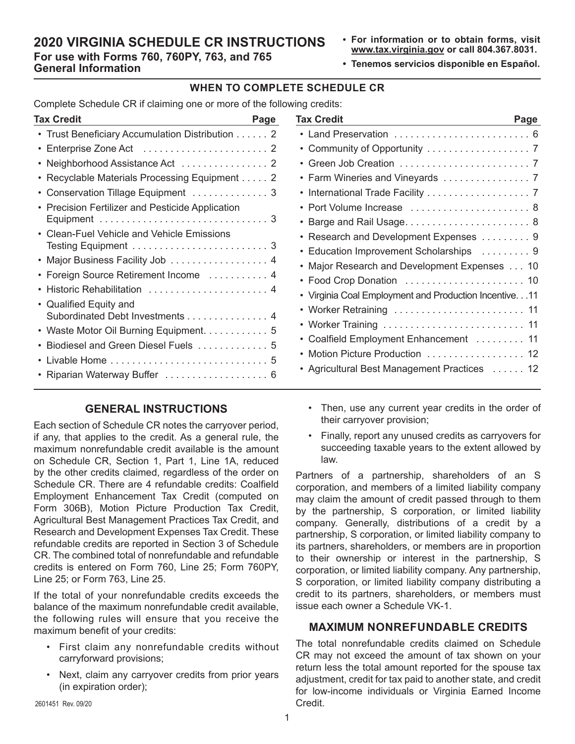# 2020 VIRGINIA SCHEDULE CR INSTRUCTIONS

**For use with Forms 760, 760PY, 763, and 765**

**General Information**

- **For information or to obtain forms, visit www.tax.virginia.gov or call 804.367.8031.**
- **Tenemos servicios disponible en Español.**

## WHEN TO COMPLETE SCHEDULE CR

Complete Schedule CR if claiming one or more of the following credits:

| Tax Credit | Page |
|---|---|
| • Trust Beneficiary Accumulation Distribution | 2 |
| • Enterprise Zone Act | 2 |
| • Neighborhood Assistance Act | 2 |
| • Recyclable Materials Processing Equipment | 2 |
| • Conservation Tillage Equipment | 3 |
| • Precision Fertilizer and Pesticide Application Equipment | 3 |
| • Clean-Fuel Vehicle and Vehicle Emissions Testing Equipment | 3 |
| • Major Business Facility Job | 4 |
| • Foreign Source Retirement Income | 4 |
| • Historic Rehabilitation | 4 |
| • Qualified Equity and Subordinated Debt Investments | 4 |
| • Waste Motor Oil Burning Equipment | 5 |
| • Biodiesel and Green Diesel Fuels | 5 |
| • Livable Home | 5 |
| • Riparian Waterway Buffer | 6 |
| • Land Preservation | 6 |
| • Community of Opportunity | 7 |
| • Green Job Creation | 7 |
| • Farm Wineries and Vineyards | 7 |
| • International Trade Facility | 7 |
| • Port Volume Increase | 8 |
| • Barge and Rail Usage | 8 |
| • Research and Development Expenses | 9 |
| • Education Improvement Scholarships | 9 |
| • Major Research and Development Expenses | 10 |
| • Food Crop Donation | 10 |
| • Virginia Coal Employment and Production Incentive | 11 |
| • Worker Retraining | 11 |
| • Worker Training | 11 |
| • Coalfield Employment Enhancement | 11 |
| • Motion Picture Production | 12 |
| • Agricultural Best Management Practices | 12 |

## GENERAL INSTRUCTIONS

Each section of Schedule CR notes the carryover period, if any, that applies to the credit. As a general rule, the maximum nonrefundable credit available is the amount on Schedule CR, Section 1, Part 1, Line 1A, reduced by the other credits claimed, regardless of the order on Schedule CR. There are 4 refundable credits: Coalfield Employment Enhancement Tax Credit (computed on Form 306B), Motion Picture Production Tax Credit, Agricultural Best Management Practices Tax Credit, and Research and Development Expenses Tax Credit. These refundable credits are reported in Section 3 of Schedule CR. The combined total of nonrefundable and refundable credits is entered on Form 760, Line 25; Form 760PY, Line 25; or Form 763, Line 25.

If the total of your nonrefundable credits exceeds the balance of the maximum nonrefundable credit available, the following rules will ensure that you receive the maximum benefit of your credits:

- First claim any nonrefundable credits without carryforward provisions;
- Next, claim any carryover credits from prior years (in expiration order);
- Then, use any current year credits in the order of their carryover provision;
- Finally, report any unused credits as carryovers for succeeding taxable years to the extent allowed by law.

Partners of a partnership, shareholders of an S corporation, and members of a limited liability company may claim the amount of credit passed through to them by the partnership, S corporation, or limited liability company. Generally, distributions of a credit by a partnership, S corporation, or limited liability company to its partners, shareholders, or members are in proportion to their ownership or interest in the partnership, S corporation, or limited liability company. Any partnership, S corporation, or limited liability company distributing a credit to its partners, shareholders, or members must issue each owner a Schedule VK-1.

## MAXIMUM NONREFUNDABLE CREDITS

The total nonrefundable credits claimed on Schedule CR may not exceed the amount of tax shown on your return less the total amount reported for the spouse tax adjustment, credit for tax paid to another state, and credit for low-income individuals or Virginia Earned Income Credit.

2601451 Rev. 09/20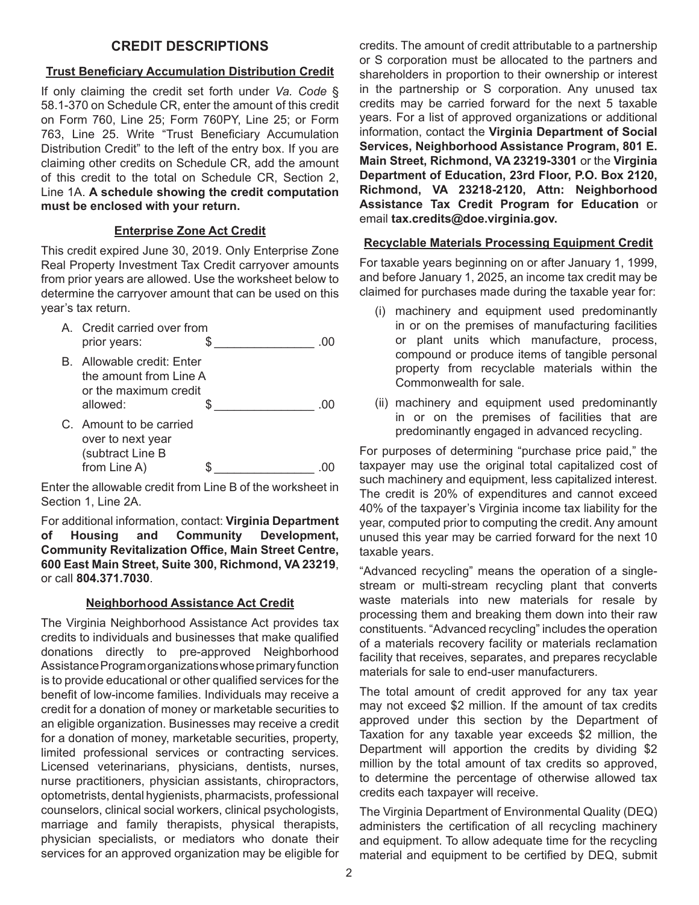# CREDIT DESCRIPTIONS

## Trust Beneficiary Accumulation Distribution Credit

If only claiming the credit set forth under *Va. Code* § 58.1-370 on Schedule CR, enter the amount of this credit on Form 760, Line 25; Form 760PY, Line 25; or Form 763, Line 25. Write "Trust Beneficiary Accumulation Distribution Credit" to the left of the entry box. If you are claiming other credits on Schedule CR, add the amount of this credit to the total on Schedule CR, Section 2, Line 1A. **A schedule showing the credit computation must be enclosed with your return.**

## Enterprise Zone Act Credit

This credit expired June 30, 2019. Only Enterprise Zone Real Property Investment Tax Credit carryover amounts from prior years are allowed. Use the worksheet below to determine the carryover amount that can be used on this year's tax return.

A. Credit carried over from prior years: $ _______________ .00

B. Allowable credit: Enter the amount from Line A or the maximum credit allowed: $ _______________ .00

C. Amount to be carried over to next year (subtract Line B from Line A) $ _______________ .00

Enter the allowable credit from Line B of the worksheet in Section 1, Line 2A.

For additional information, contact: **Virginia Department of Housing and Community Development, Community Revitalization Office, Main Street Centre, 600 East Main Street, Suite 300, Richmond, VA 23219**, or call **804.371.7030**.

## Neighborhood Assistance Act Credit

The Virginia Neighborhood Assistance Act provides tax credits to individuals and businesses that make qualified donations directly to pre-approved Neighborhood Assistance Program organizations whose primary function is to provide educational or other qualified services for the benefit of low-income families. Individuals may receive a credit for a donation of money or marketable securities to an eligible organization. Businesses may receive a credit for a donation of money, marketable securities, property, limited professional services or contracting services. Licensed veterinarians, physicians, dentists, nurses, nurse practitioners, physician assistants, chiropractors, optometrists, dental hygienists, pharmacists, professional counselors, clinical social workers, clinical psychologists, marriage and family therapists, physical therapists, physician specialists, or mediators who donate their services for an approved organization may be eligible for credits. The amount of credit attributable to a partnership or S corporation must be allocated to the partners and shareholders in proportion to their ownership or interest in the partnership or S corporation. Any unused tax credits may be carried forward for the next 5 taxable years. For a list of approved organizations or additional information, contact the **Virginia Department of Social Services, Neighborhood Assistance Program, 801 E. Main Street, Richmond, VA 23219-3301** or the **Virginia Department of Education, 23rd Floor, P.O. Box 2120, Richmond, VA 23218-2120, Attn: Neighborhood Assistance Tax Credit Program for Education** or email **tax.credits@doe.virginia.gov.**

## Recyclable Materials Processing Equipment Credit

For taxable years beginning on or after January 1, 1999, and before January 1, 2025, an income tax credit may be claimed for purchases made during the taxable year for:

(i) machinery and equipment used predominantly in or on the premises of manufacturing facilities or plant units which manufacture, process, compound or produce items of tangible personal property from recyclable materials within the Commonwealth for sale.

(ii) machinery and equipment used predominantly in or on the premises of facilities that are predominantly engaged in advanced recycling.

For purposes of determining "purchase price paid," the taxpayer may use the original total capitalized cost of such machinery and equipment, less capitalized interest. The credit is 20% of expenditures and cannot exceed 40% of the taxpayer's Virginia income tax liability for the year, computed prior to computing the credit. Any amount unused this year may be carried forward for the next 10 taxable years.

"Advanced recycling" means the operation of a single-stream or multi-stream recycling plant that converts waste materials into new materials for resale by processing them and breaking them down into their raw constituents. "Advanced recycling" includes the operation of a materials recovery facility or materials reclamation facility that receives, separates, and prepares recyclable materials for sale to end-user manufacturers.

The total amount of credit approved for any tax year may not exceed $2 million. If the amount of tax credits approved under this section by the Department of Taxation for any taxable year exceeds $2 million, the Department will apportion the credits by dividing $2 million by the total amount of tax credits so approved, to determine the percentage of otherwise allowed tax credits each taxpayer will receive.

The Virginia Department of Environmental Quality (DEQ) administers the certification of all recycling machinery and equipment. To allow adequate time for the recycling material and equipment to be certified by DEQ, submit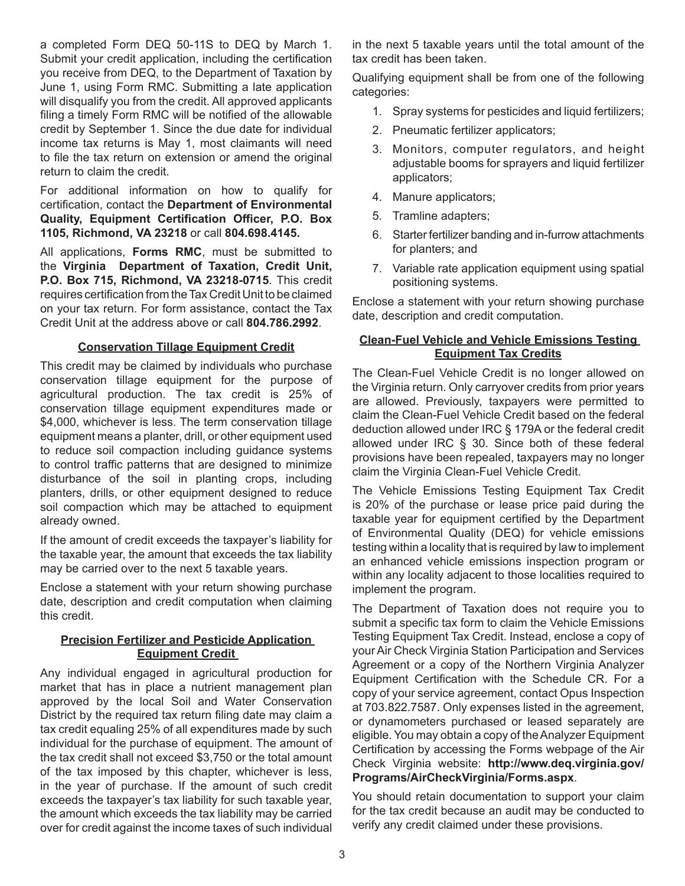a completed Form DEQ 50-11S to DEQ by March 1. Submit your credit application, including the certification you receive from DEQ, to the Department of Taxation by June 1, using Form RMC. Submitting a late application will disqualify you from the credit. All approved applicants filing a timely Form RMC will be notified of the allowable credit by September 1. Since the due date for individual income tax returns is May 1, most claimants will need to file the tax return on extension or amend the original return to claim the credit.

For additional information on how to qualify for certification, contact the **Department of Environmental Quality, Equipment Certification Officer, P.O. Box 1105, Richmond, VA 23218** or call **804.698.4145.**

All applications, **Forms RMC**, must be submitted to the **Virginia Department of Taxation, Credit Unit, P.O. Box 715, Richmond, VA 23218-0715**. This credit requires certification from the Tax Credit Unit to be claimed on your tax return. For form assistance, contact the Tax Credit Unit at the address above or call **804.786.2992**.

## Conservation Tillage Equipment Credit

This credit may be claimed by individuals who purchase conservation tillage equipment for the purpose of agricultural production. The tax credit is 25% of conservation tillage equipment expenditures made or $4,000, whichever is less. The term conservation tillage equipment means a planter, drill, or other equipment used to reduce soil compaction including guidance systems to control traffic patterns that are designed to minimize disturbance of the soil in planting crops, including planters, drills, or other equipment designed to reduce soil compaction which may be attached to equipment already owned.

If the amount of credit exceeds the taxpayer's liability for the taxable year, the amount that exceeds the tax liability may be carried over to the next 5 taxable years.

Enclose a statement with your return showing purchase date, description and credit computation when claiming this credit.

## Precision Fertilizer and Pesticide Application Equipment Credit

Any individual engaged in agricultural production for market that has in place a nutrient management plan approved by the local Soil and Water Conservation District by the required tax return filing date may claim a tax credit equaling 25% of all expenditures made by such individual for the purchase of equipment. The amount of the tax credit shall not exceed $3,750 or the total amount of the tax imposed by this chapter, whichever is less, in the year of purchase. If the amount of such credit exceeds the taxpayer's tax liability for such taxable year, the amount which exceeds the tax liability may be carried over for credit against the income taxes of such individual in the next 5 taxable years until the total amount of the tax credit has been taken.

Qualifying equipment shall be from one of the following categories:

1. Spray systems for pesticides and liquid fertilizers;
2. Pneumatic fertilizer applicators;
3. Monitors, computer regulators, and height adjustable booms for sprayers and liquid fertilizer applicators;
4. Manure applicators;
5. Tramline adapters;
6. Starter fertilizer banding and in-furrow attachments for planters; and
7. Variable rate application equipment using spatial positioning systems.

Enclose a statement with your return showing purchase date, description and credit computation.

## Clean-Fuel Vehicle and Vehicle Emissions Testing Equipment Tax Credits

The Clean-Fuel Vehicle Credit is no longer allowed on the Virginia return. Only carryover credits from prior years are allowed. Previously, taxpayers were permitted to claim the Clean-Fuel Vehicle Credit based on the federal deduction allowed under IRC § 179A or the federal credit allowed under IRC § 30. Since both of these federal provisions have been repealed, taxpayers may no longer claim the Virginia Clean-Fuel Vehicle Credit.

The Vehicle Emissions Testing Equipment Tax Credit is 20% of the purchase or lease price paid during the taxable year for equipment certified by the Department of Environmental Quality (DEQ) for vehicle emissions testing within a locality that is required by law to implement an enhanced vehicle emissions inspection program or within any locality adjacent to those localities required to implement the program.

The Department of Taxation does not require you to submit a specific tax form to claim the Vehicle Emissions Testing Equipment Tax Credit. Instead, enclose a copy of your Air Check Virginia Station Participation and Services Agreement or a copy of the Northern Virginia Analyzer Equipment Certification with the Schedule CR. For a copy of your service agreement, contact Opus Inspection at 703.822.7587. Only expenses listed in the agreement, or dynamometers purchased or leased separately are eligible. You may obtain a copy of the Analyzer Equipment Certification by accessing the Forms webpage of the Air Check Virginia website: **http://www.deq.virginia.gov/Programs/AirCheckVirginia/Forms.aspx**.

You should retain documentation to support your claim for the tax credit because an audit may be conducted to verify any credit claimed under these provisions.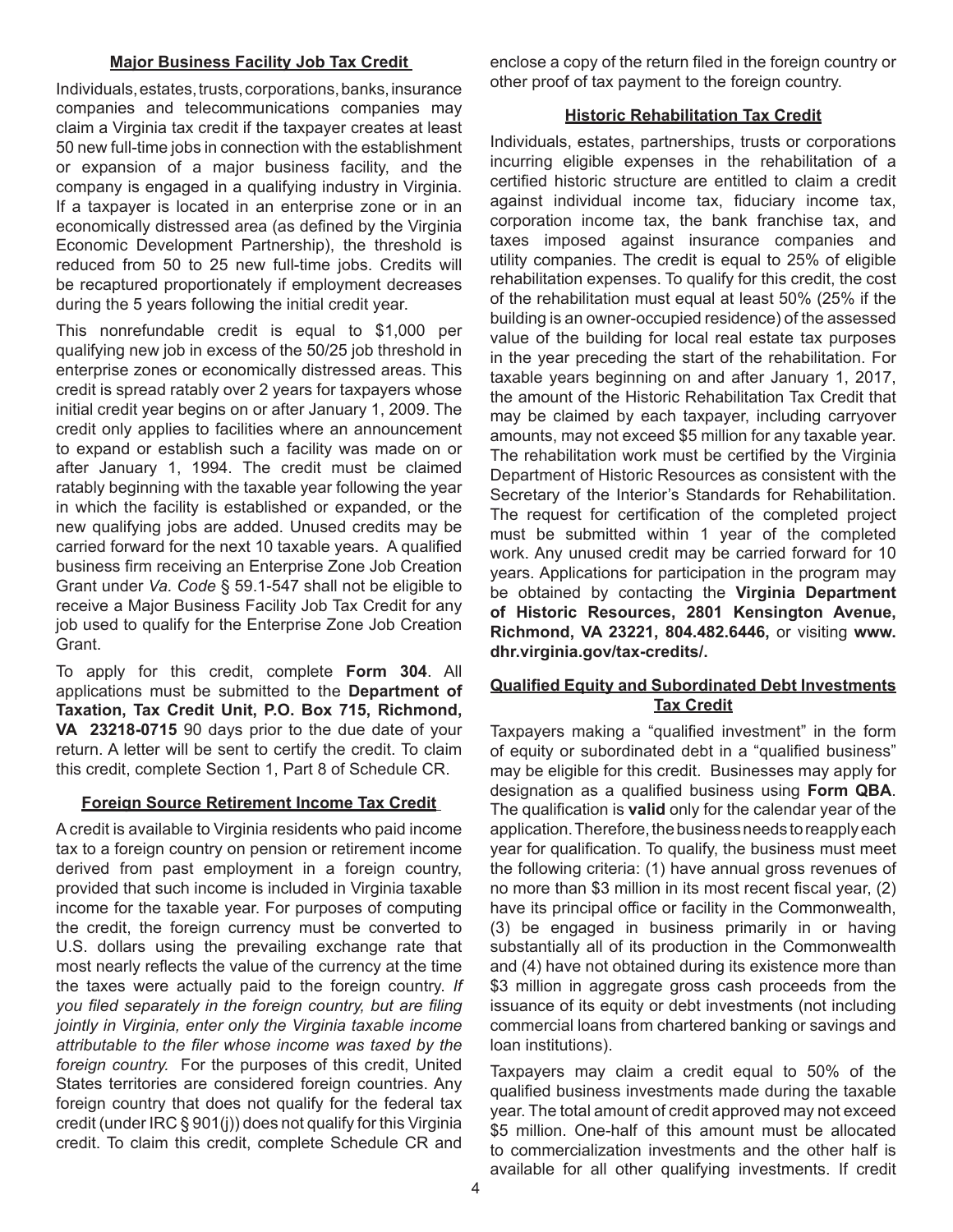## Major Business Facility Job Tax Credit

Individuals, estates, trusts, corporations, banks, insurance companies and telecommunications companies may claim a Virginia tax credit if the taxpayer creates at least 50 new full-time jobs in connection with the establishment or expansion of a major business facility, and the company is engaged in a qualifying industry in Virginia. If a taxpayer is located in an enterprise zone or in an economically distressed area (as defined by the Virginia Economic Development Partnership), the threshold is reduced from 50 to 25 new full-time jobs. Credits will be recaptured proportionately if employment decreases during the 5 years following the initial credit year.

This nonrefundable credit is equal to $1,000 per qualifying new job in excess of the 50/25 job threshold in enterprise zones or economically distressed areas. This credit is spread ratably over 2 years for taxpayers whose initial credit year begins on or after January 1, 2009. The credit only applies to facilities where an announcement to expand or establish such a facility was made on or after January 1, 1994. The credit must be claimed ratably beginning with the taxable year following the year in which the facility is established or expanded, or the new qualifying jobs are added. Unused credits may be carried forward for the next 10 taxable years. A qualified business firm receiving an Enterprise Zone Job Creation Grant under *Va. Code* § 59.1-547 shall not be eligible to receive a Major Business Facility Job Tax Credit for any job used to qualify for the Enterprise Zone Job Creation Grant.

To apply for this credit, complete **Form 304**. All applications must be submitted to the **Department of Taxation, Tax Credit Unit, P.O. Box 715, Richmond, VA 23218-0715** 90 days prior to the due date of your return. A letter will be sent to certify the credit. To claim this credit, complete Section 1, Part 8 of Schedule CR.

## Foreign Source Retirement Income Tax Credit

A credit is available to Virginia residents who paid income tax to a foreign country on pension or retirement income derived from past employment in a foreign country, provided that such income is included in Virginia taxable income for the taxable year. For purposes of computing the credit, the foreign currency must be converted to U.S. dollars using the prevailing exchange rate that most nearly reflects the value of the currency at the time the taxes were actually paid to the foreign country. *If you filed separately in the foreign country, but are filing jointly in Virginia, enter only the Virginia taxable income attributable to the filer whose income was taxed by the foreign country.* For the purposes of this credit, United States territories are considered foreign countries. Any foreign country that does not qualify for the federal tax credit (under IRC § 901(j)) does not qualify for this Virginia credit. To claim this credit, complete Schedule CR and enclose a copy of the return filed in the foreign country or other proof of tax payment to the foreign country.

## Historic Rehabilitation Tax Credit

Individuals, estates, partnerships, trusts or corporations incurring eligible expenses in the rehabilitation of a certified historic structure are entitled to claim a credit against individual income tax, fiduciary income tax, corporation income tax, the bank franchise tax, and taxes imposed against insurance companies and utility companies. The credit is equal to 25% of eligible rehabilitation expenses. To qualify for this credit, the cost of the rehabilitation must equal at least 50% (25% if the building is an owner-occupied residence) of the assessed value of the building for local real estate tax purposes in the year preceding the start of the rehabilitation. For taxable years beginning on and after January 1, 2017, the amount of the Historic Rehabilitation Tax Credit that may be claimed by each taxpayer, including carryover amounts, may not exceed $5 million for any taxable year. The rehabilitation work must be certified by the Virginia Department of Historic Resources as consistent with the Secretary of the Interior's Standards for Rehabilitation. The request for certification of the completed project must be submitted within 1 year of the completed work. Any unused credit may be carried forward for 10 years. Applications for participation in the program may be obtained by contacting the **Virginia Department of Historic Resources, 2801 Kensington Avenue, Richmond, VA 23221, 804.482.6446,** or visiting **www.dhr.virginia.gov/tax-credits/.**

## Qualified Equity and Subordinated Debt Investments Tax Credit

Taxpayers making a "qualified investment" in the form of equity or subordinated debt in a "qualified business" may be eligible for this credit. Businesses may apply for designation as a qualified business using **Form QBA**. The qualification is **valid** only for the calendar year of the application. Therefore, the business needs to reapply each year for qualification. To qualify, the business must meet the following criteria: (1) have annual gross revenues of no more than $3 million in its most recent fiscal year, (2) have its principal office or facility in the Commonwealth, (3) be engaged in business primarily in or having substantially all of its production in the Commonwealth and (4) have not obtained during its existence more than $3 million in aggregate gross cash proceeds from the issuance of its equity or debt investments (not including commercial loans from chartered banking or savings and loan institutions).

Taxpayers may claim a credit equal to 50% of the qualified business investments made during the taxable year. The total amount of credit approved may not exceed $5 million. One-half of this amount must be allocated to commercialization investments and the other half is available for all other qualifying investments. If credit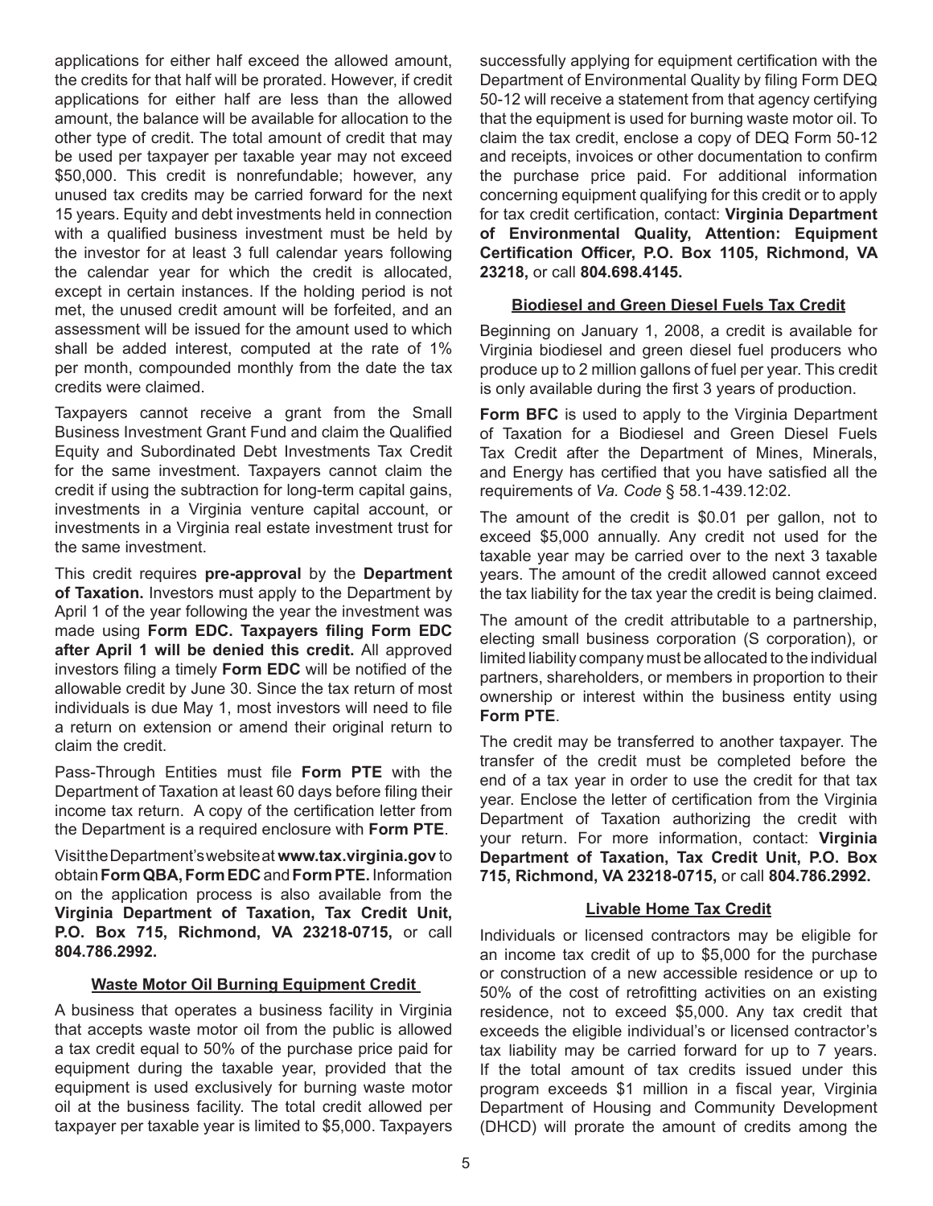applications for either half exceed the allowed amount, the credits for that half will be prorated. However, if credit applications for either half are less than the allowed amount, the balance will be available for allocation to the other type of credit. The total amount of credit that may be used per taxpayer per taxable year may not exceed $50,000. This credit is nonrefundable; however, any unused tax credits may be carried forward for the next 15 years. Equity and debt investments held in connection with a qualified business investment must be held by the investor for at least 3 full calendar years following the calendar year for which the credit is allocated, except in certain instances. If the holding period is not met, the unused credit amount will be forfeited, and an assessment will be issued for the amount used to which shall be added interest, computed at the rate of 1% per month, compounded monthly from the date the tax credits were claimed.

Taxpayers cannot receive a grant from the Small Business Investment Grant Fund and claim the Qualified Equity and Subordinated Debt Investments Tax Credit for the same investment. Taxpayers cannot claim the credit if using the subtraction for long-term capital gains, investments in a Virginia venture capital account, or investments in a Virginia real estate investment trust for the same investment.

This credit requires **pre-approval** by the **Department of Taxation.** Investors must apply to the Department by April 1 of the year following the year the investment was made using **Form EDC. Taxpayers filing Form EDC after April 1 will be denied this credit.** All approved investors filing a timely **Form EDC** will be notified of the allowable credit by June 30. Since the tax return of most individuals is due May 1, most investors will need to file a return on extension or amend their original return to claim the credit.

Pass-Through Entities must file **Form PTE** with the Department of Taxation at least 60 days before filing their income tax return. A copy of the certification letter from the Department is a required enclosure with **Form PTE**.

Visit the Department's website at **www.tax.virginia.gov** to obtain **Form QBA, Form EDC** and **Form PTE.** Information on the application process is also available from the **Virginia Department of Taxation, Tax Credit Unit, P.O. Box 715, Richmond, VA 23218-0715,** or call **804.786.2992.**

### Waste Motor Oil Burning Equipment Credit

A business that operates a business facility in Virginia that accepts waste motor oil from the public is allowed a tax credit equal to 50% of the purchase price paid for equipment during the taxable year, provided that the equipment is used exclusively for burning waste motor oil at the business facility. The total credit allowed per taxpayer per taxable year is limited to $5,000. Taxpayers successfully applying for equipment certification with the Department of Environmental Quality by filing Form DEQ 50-12 will receive a statement from that agency certifying that the equipment is used for burning waste motor oil. To claim the tax credit, enclose a copy of DEQ Form 50-12 and receipts, invoices or other documentation to confirm the purchase price paid. For additional information concerning equipment qualifying for this credit or to apply for tax credit certification, contact: **Virginia Department of Environmental Quality, Attention: Equipment Certification Officer, P.O. Box 1105, Richmond, VA 23218,** or call **804.698.4145.**

### Biodiesel and Green Diesel Fuels Tax Credit

Beginning on January 1, 2008, a credit is available for Virginia biodiesel and green diesel fuel producers who produce up to 2 million gallons of fuel per year. This credit is only available during the first 3 years of production.

**Form BFC** is used to apply to the Virginia Department of Taxation for a Biodiesel and Green Diesel Fuels Tax Credit after the Department of Mines, Minerals, and Energy has certified that you have satisfied all the requirements of *Va. Code* § 58.1-439.12:02.

The amount of the credit is $0.01 per gallon, not to exceed $5,000 annually. Any credit not used for the taxable year may be carried over to the next 3 taxable years. The amount of the credit allowed cannot exceed the tax liability for the tax year the credit is being claimed.

The amount of the credit attributable to a partnership, electing small business corporation (S corporation), or limited liability company must be allocated to the individual partners, shareholders, or members in proportion to their ownership or interest within the business entity using **Form PTE**.

The credit may be transferred to another taxpayer. The transfer of the credit must be completed before the end of a tax year in order to use the credit for that tax year. Enclose the letter of certification from the Virginia Department of Taxation authorizing the credit with your return. For more information, contact: **Virginia Department of Taxation, Tax Credit Unit, P.O. Box 715, Richmond, VA 23218-0715,** or call **804.786.2992.**

### Livable Home Tax Credit

Individuals or licensed contractors may be eligible for an income tax credit of up to $5,000 for the purchase or construction of a new accessible residence or up to 50% of the cost of retrofitting activities on an existing residence, not to exceed $5,000. Any tax credit that exceeds the eligible individual's or licensed contractor's tax liability may be carried forward for up to 7 years. If the total amount of tax credits issued under this program exceeds $1 million in a fiscal year, Virginia Department of Housing and Community Development (DHCD) will prorate the amount of credits among the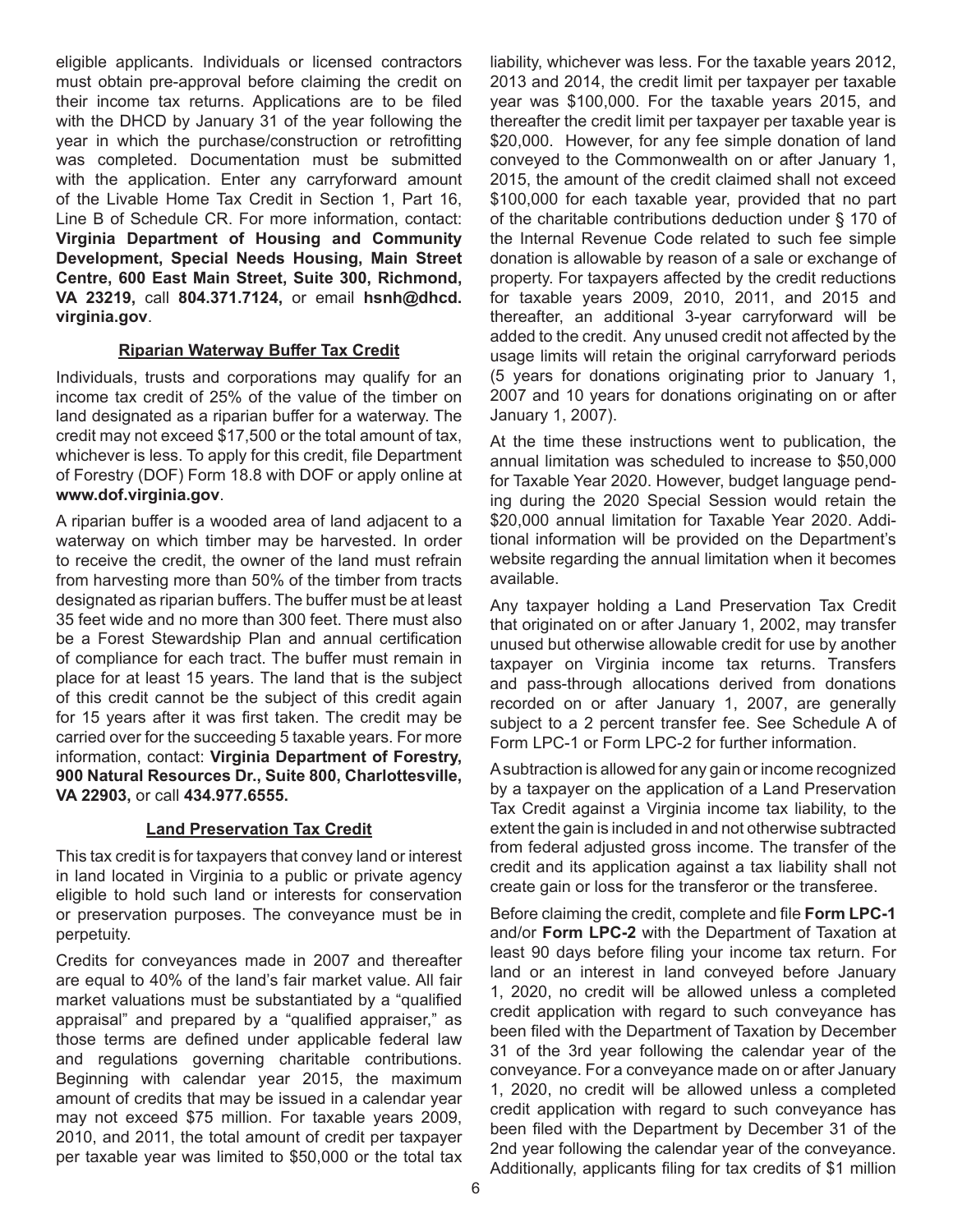eligible applicants. Individuals or licensed contractors must obtain pre-approval before claiming the credit on their income tax returns. Applications are to be filed with the DHCD by January 31 of the year following the year in which the purchase/construction or retrofitting was completed. Documentation must be submitted with the application. Enter any carryforward amount of the Livable Home Tax Credit in Section 1, Part 16, Line B of Schedule CR. For more information, contact: **Virginia Department of Housing and Community Development, Special Needs Housing, Main Street Centre, 600 East Main Street, Suite 300, Richmond, VA 23219,** call **804.371.7124,** or email **hsnh@dhcd.virginia.gov**.

### Riparian Waterway Buffer Tax Credit

Individuals, trusts and corporations may qualify for an income tax credit of 25% of the value of the timber on land designated as a riparian buffer for a waterway. The credit may not exceed $17,500 or the total amount of tax, whichever is less. To apply for this credit, file Department of Forestry (DOF) Form 18.8 with DOF or apply online at **www.dof.virginia.gov**.

A riparian buffer is a wooded area of land adjacent to a waterway on which timber may be harvested. In order to receive the credit, the owner of the land must refrain from harvesting more than 50% of the timber from tracts designated as riparian buffers. The buffer must be at least 35 feet wide and no more than 300 feet. There must also be a Forest Stewardship Plan and annual certification of compliance for each tract. The buffer must remain in place for at least 15 years. The land that is the subject of this credit cannot be the subject of this credit again for 15 years after it was first taken. The credit may be carried over for the succeeding 5 taxable years. For more information, contact: **Virginia Department of Forestry, 900 Natural Resources Dr., Suite 800, Charlottesville, VA 22903,** or call **434.977.6555.**

### Land Preservation Tax Credit

This tax credit is for taxpayers that convey land or interest in land located in Virginia to a public or private agency eligible to hold such land or interests for conservation or preservation purposes. The conveyance must be in perpetuity.

Credits for conveyances made in 2007 and thereafter are equal to 40% of the land's fair market value. All fair market valuations must be substantiated by a "qualified appraisal" and prepared by a "qualified appraiser," as those terms are defined under applicable federal law and regulations governing charitable contributions. Beginning with calendar year 2015, the maximum amount of credits that may be issued in a calendar year may not exceed $75 million. For taxable years 2009, 2010, and 2011, the total amount of credit per taxpayer per taxable year was limited to $50,000 or the total tax liability, whichever was less. For the taxable years 2012, 2013 and 2014, the credit limit per taxpayer per taxable year was $100,000. For the taxable years 2015, and thereafter the credit limit per taxpayer per taxable year is $20,000. However, for any fee simple donation of land conveyed to the Commonwealth on or after January 1, 2015, the amount of the credit claimed shall not exceed $100,000 for each taxable year, provided that no part of the charitable contributions deduction under § 170 of the Internal Revenue Code related to such fee simple donation is allowable by reason of a sale or exchange of property. For taxpayers affected by the credit reductions for taxable years 2009, 2010, 2011, and 2015 and thereafter, an additional 3-year carryforward will be added to the credit. Any unused credit not affected by the usage limits will retain the original carryforward periods (5 years for donations originating prior to January 1, 2007 and 10 years for donations originating on or after January 1, 2007).

At the time these instructions went to publication, the annual limitation was scheduled to increase to $50,000 for Taxable Year 2020. However, budget language pending during the 2020 Special Session would retain the $20,000 annual limitation for Taxable Year 2020. Additional information will be provided on the Department's website regarding the annual limitation when it becomes available.

Any taxpayer holding a Land Preservation Tax Credit that originated on or after January 1, 2002, may transfer unused but otherwise allowable credit for use by another taxpayer on Virginia income tax returns. Transfers and pass-through allocations derived from donations recorded on or after January 1, 2007, are generally subject to a 2 percent transfer fee. See Schedule A of Form LPC-1 or Form LPC-2 for further information.

A subtraction is allowed for any gain or income recognized by a taxpayer on the application of a Land Preservation Tax Credit against a Virginia income tax liability, to the extent the gain is included in and not otherwise subtracted from federal adjusted gross income. The transfer of the credit and its application against a tax liability shall not create gain or loss for the transferor or the transferee.

Before claiming the credit, complete and file **Form LPC-1** and/or **Form LPC-2** with the Department of Taxation at least 90 days before filing your income tax return. For land or an interest in land conveyed before January 1, 2020, no credit will be allowed unless a completed credit application with regard to such conveyance has been filed with the Department of Taxation by December 31 of the 3rd year following the calendar year of the conveyance. For a conveyance made on or after January 1, 2020, no credit will be allowed unless a completed credit application with regard to such conveyance has been filed with the Department by December 31 of the 2nd year following the calendar year of the conveyance. Additionally, applicants filing for tax credits of $1 million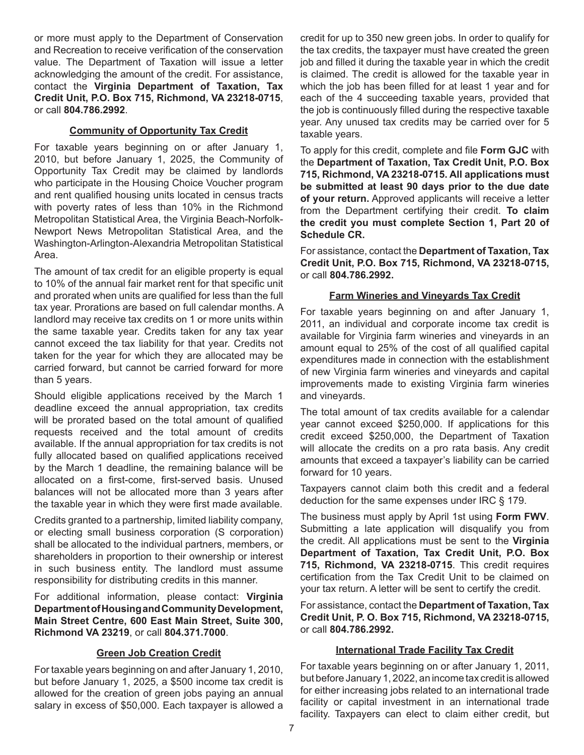or more must apply to the Department of Conservation and Recreation to receive verification of the conservation value. The Department of Taxation will issue a letter acknowledging the amount of the credit. For assistance, contact the **Virginia Department of Taxation, Tax Credit Unit, P.O. Box 715, Richmond, VA 23218-0715**, or call **804.786.2992**.

### Community of Opportunity Tax Credit

For taxable years beginning on or after January 1, 2010, but before January 1, 2025, the Community of Opportunity Tax Credit may be claimed by landlords who participate in the Housing Choice Voucher program and rent qualified housing units located in census tracts with poverty rates of less than 10% in the Richmond Metropolitan Statistical Area, the Virginia Beach-Norfolk-Newport News Metropolitan Statistical Area, and the Washington-Arlington-Alexandria Metropolitan Statistical Area.

The amount of tax credit for an eligible property is equal to 10% of the annual fair market rent for that specific unit and prorated when units are qualified for less than the full tax year. Prorations are based on full calendar months. A landlord may receive tax credits on 1 or more units within the same taxable year. Credits taken for any tax year cannot exceed the tax liability for that year. Credits not taken for the year for which they are allocated may be carried forward, but cannot be carried forward for more than 5 years.

Should eligible applications received by the March 1 deadline exceed the annual appropriation, tax credits will be prorated based on the total amount of qualified requests received and the total amount of credits available. If the annual appropriation for tax credits is not fully allocated based on qualified applications received by the March 1 deadline, the remaining balance will be allocated on a first-come, first-served basis. Unused balances will not be allocated more than 3 years after the taxable year in which they were first made available.

Credits granted to a partnership, limited liability company, or electing small business corporation (S corporation) shall be allocated to the individual partners, members, or shareholders in proportion to their ownership or interest in such business entity. The landlord must assume responsibility for distributing credits in this manner.

For additional information, please contact: **Virginia Department of Housing and Community Development, Main Street Centre, 600 East Main Street, Suite 300, Richmond VA 23219**, or call **804.371.7000**.

### Green Job Creation Credit

For taxable years beginning on and after January 1, 2010, but before January 1, 2025, a $500 income tax credit is allowed for the creation of green jobs paying an annual salary in excess of $50,000. Each taxpayer is allowed a credit for up to 350 new green jobs. In order to qualify for the tax credits, the taxpayer must have created the green job and filled it during the taxable year in which the credit is claimed. The credit is allowed for the taxable year in which the job has been filled for at least 1 year and for each of the 4 succeeding taxable years, provided that the job is continuously filled during the respective taxable year. Any unused tax credits may be carried over for 5 taxable years.

To apply for this credit, complete and file **Form GJC** with the **Department of Taxation, Tax Credit Unit, P.O. Box 715, Richmond, VA 23218-0715. All applications must be submitted at least 90 days prior to the due date of your return.** Approved applicants will receive a letter from the Department certifying their credit. **To claim the credit you must complete Section 1, Part 20 of Schedule CR.**

For assistance, contact the **Department of Taxation, Tax Credit Unit, P.O. Box 715, Richmond, VA 23218-0715,** or call **804.786.2992.**

### Farm Wineries and Vineyards Tax Credit

For taxable years beginning on and after January 1, 2011, an individual and corporate income tax credit is available for Virginia farm wineries and vineyards in an amount equal to 25% of the cost of all qualified capital expenditures made in connection with the establishment of new Virginia farm wineries and vineyards and capital improvements made to existing Virginia farm wineries and vineyards.

The total amount of tax credits available for a calendar year cannot exceed $250,000. If applications for this credit exceed $250,000, the Department of Taxation will allocate the credits on a pro rata basis. Any credit amounts that exceed a taxpayer's liability can be carried forward for 10 years.

Taxpayers cannot claim both this credit and a federal deduction for the same expenses under IRC § 179.

The business must apply by April 1st using **Form FWV**. Submitting a late application will disqualify you from the credit. All applications must be sent to the **Virginia Department of Taxation, Tax Credit Unit, P.O. Box 715, Richmond, VA 23218-0715**. This credit requires certification from the Tax Credit Unit to be claimed on your tax return. A letter will be sent to certify the credit.

For assistance, contact the **Department of Taxation, Tax Credit Unit, P. O. Box 715, Richmond, VA 23218-0715,** or call **804.786.2992.**

### International Trade Facility Tax Credit

For taxable years beginning on or after January 1, 2011, but before January 1, 2022, an income tax credit is allowed for either increasing jobs related to an international trade facility or capital investment in an international trade facility. Taxpayers can elect to claim either credit, but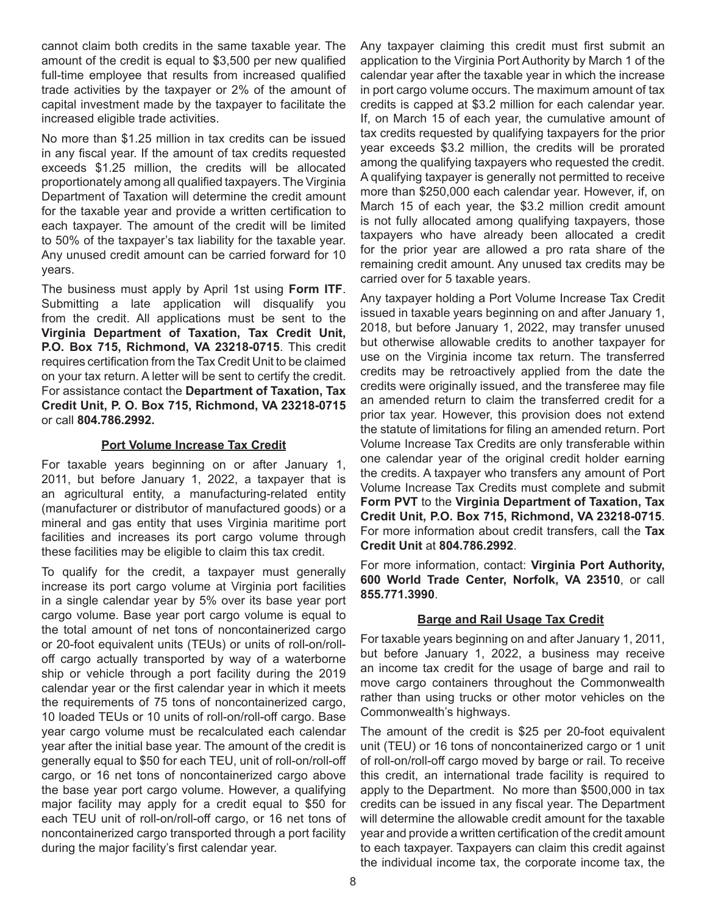cannot claim both credits in the same taxable year. The amount of the credit is equal to $3,500 per new qualified full-time employee that results from increased qualified trade activities by the taxpayer or 2% of the amount of capital investment made by the taxpayer to facilitate the increased eligible trade activities.

No more than $1.25 million in tax credits can be issued in any fiscal year. If the amount of tax credits requested exceeds $1.25 million, the credits will be allocated proportionately among all qualified taxpayers. The Virginia Department of Taxation will determine the credit amount for the taxable year and provide a written certification to each taxpayer. The amount of the credit will be limited to 50% of the taxpayer's tax liability for the taxable year. Any unused credit amount can be carried forward for 10 years.

The business must apply by April 1st using **Form ITF**. Submitting a late application will disqualify you from the credit. All applications must be sent to the **Virginia Department of Taxation, Tax Credit Unit, P.O. Box 715, Richmond, VA 23218-0715**. This credit requires certification from the Tax Credit Unit to be claimed on your tax return. A letter will be sent to certify the credit. For assistance contact the **Department of Taxation, Tax Credit Unit, P. O. Box 715, Richmond, VA 23218-0715** or call **804.786.2992.**

## Port Volume Increase Tax Credit

For taxable years beginning on or after January 1, 2011, but before January 1, 2022, a taxpayer that is an agricultural entity, a manufacturing-related entity (manufacturer or distributor of manufactured goods) or a mineral and gas entity that uses Virginia maritime port facilities and increases its port cargo volume through these facilities may be eligible to claim this tax credit.

To qualify for the credit, a taxpayer must generally increase its port cargo volume at Virginia port facilities in a single calendar year by 5% over its base year port cargo volume. Base year port cargo volume is equal to the total amount of net tons of noncontainerized cargo or 20-foot equivalent units (TEUs) or units of roll-on/roll-off cargo actually transported by way of a waterborne ship or vehicle through a port facility during the 2019 calendar year or the first calendar year in which it meets the requirements of 75 tons of noncontainerized cargo, 10 loaded TEUs or 10 units of roll-on/roll-off cargo. Base year cargo volume must be recalculated each calendar year after the initial base year. The amount of the credit is generally equal to $50 for each TEU, unit of roll-on/roll-off cargo, or 16 net tons of noncontainerized cargo above the base year port cargo volume. However, a qualifying major facility may apply for a credit equal to $50 for each TEU unit of roll-on/roll-off cargo, or 16 net tons of noncontainerized cargo transported through a port facility during the major facility's first calendar year.

Any taxpayer claiming this credit must first submit an application to the Virginia Port Authority by March 1 of the calendar year after the taxable year in which the increase in port cargo volume occurs. The maximum amount of tax credits is capped at $3.2 million for each calendar year. If, on March 15 of each year, the cumulative amount of tax credits requested by qualifying taxpayers for the prior year exceeds $3.2 million, the credits will be prorated among the qualifying taxpayers who requested the credit. A qualifying taxpayer is generally not permitted to receive more than $250,000 each calendar year. However, if, on March 15 of each year, the $3.2 million credit amount is not fully allocated among qualifying taxpayers, those taxpayers who have already been allocated a credit for the prior year are allowed a pro rata share of the remaining credit amount. Any unused tax credits may be carried over for 5 taxable years.

Any taxpayer holding a Port Volume Increase Tax Credit issued in taxable years beginning on and after January 1, 2018, but before January 1, 2022, may transfer unused but otherwise allowable credits to another taxpayer for use on the Virginia income tax return. The transferred credits may be retroactively applied from the date the credits were originally issued, and the transferee may file an amended return to claim the transferred credit for a prior tax year. However, this provision does not extend the statute of limitations for filing an amended return. Port Volume Increase Tax Credits are only transferable within one calendar year of the original credit holder earning the credits. A taxpayer who transfers any amount of Port Volume Increase Tax Credits must complete and submit **Form PVT** to the **Virginia Department of Taxation, Tax Credit Unit, P.O. Box 715, Richmond, VA 23218-0715**. For more information about credit transfers, call the **Tax Credit Unit** at **804.786.2992**.

For more information, contact: **Virginia Port Authority, 600 World Trade Center, Norfolk, VA 23510**, or call **855.771.3990**.

## Barge and Rail Usage Tax Credit

For taxable years beginning on and after January 1, 2011, but before January 1, 2022, a business may receive an income tax credit for the usage of barge and rail to move cargo containers throughout the Commonwealth rather than using trucks or other motor vehicles on the Commonwealth's highways.

The amount of the credit is $25 per 20-foot equivalent unit (TEU) or 16 tons of noncontainerized cargo or 1 unit of roll-on/roll-off cargo moved by barge or rail. To receive this credit, an international trade facility is required to apply to the Department. No more than $500,000 in tax credits can be issued in any fiscal year. The Department will determine the allowable credit amount for the taxable year and provide a written certification of the credit amount to each taxpayer. Taxpayers can claim this credit against the individual income tax, the corporate income tax, the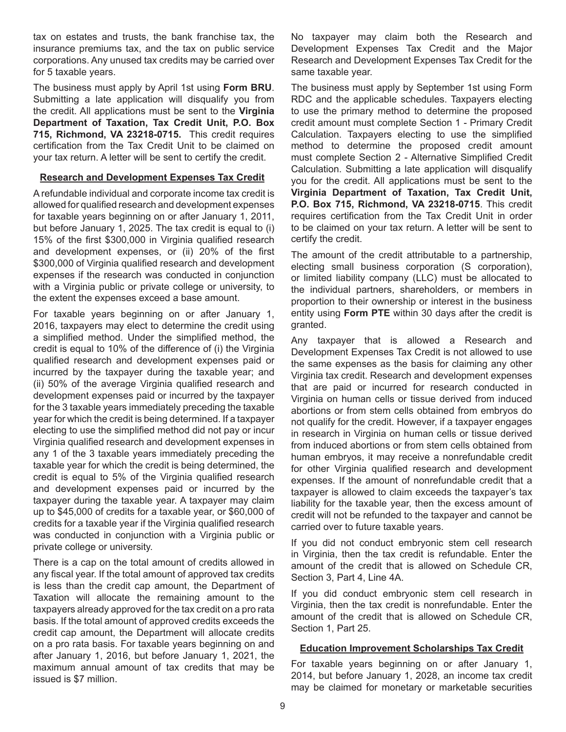tax on estates and trusts, the bank franchise tax, the insurance premiums tax, and the tax on public service corporations. Any unused tax credits may be carried over for 5 taxable years.

The business must apply by April 1st using **Form BRU**. Submitting a late application will disqualify you from the credit. All applications must be sent to the **Virginia Department of Taxation, Tax Credit Unit, P.O. Box 715, Richmond, VA 23218-0715.** This credit requires certification from the Tax Credit Unit to be claimed on your tax return. A letter will be sent to certify the credit.

### Research and Development Expenses Tax Credit

A refundable individual and corporate income tax credit is allowed for qualified research and development expenses for taxable years beginning on or after January 1, 2011, but before January 1, 2025. The tax credit is equal to (i) 15% of the first $300,000 in Virginia qualified research and development expenses, or (ii) 20% of the first $300,000 of Virginia qualified research and development expenses if the research was conducted in conjunction with a Virginia public or private college or university, to the extent the expenses exceed a base amount.

For taxable years beginning on or after January 1, 2016, taxpayers may elect to determine the credit using a simplified method. Under the simplified method, the credit is equal to 10% of the difference of (i) the Virginia qualified research and development expenses paid or incurred by the taxpayer during the taxable year; and (ii) 50% of the average Virginia qualified research and development expenses paid or incurred by the taxpayer for the 3 taxable years immediately preceding the taxable year for which the credit is being determined. If a taxpayer electing to use the simplified method did not pay or incur Virginia qualified research and development expenses in any 1 of the 3 taxable years immediately preceding the taxable year for which the credit is being determined, the credit is equal to 5% of the Virginia qualified research and development expenses paid or incurred by the taxpayer during the taxable year. A taxpayer may claim up to $45,000 of credits for a taxable year, or $60,000 of credits for a taxable year if the Virginia qualified research was conducted in conjunction with a Virginia public or private college or university.

There is a cap on the total amount of credits allowed in any fiscal year. If the total amount of approved tax credits is less than the credit cap amount, the Department of Taxation will allocate the remaining amount to the taxpayers already approved for the tax credit on a pro rata basis. If the total amount of approved credits exceeds the credit cap amount, the Department will allocate credits on a pro rata basis. For taxable years beginning on and after January 1, 2016, but before January 1, 2021, the maximum annual amount of tax credits that may be issued is $7 million.

No taxpayer may claim both the Research and Development Expenses Tax Credit and the Major Research and Development Expenses Tax Credit for the same taxable year.

The business must apply by September 1st using Form RDC and the applicable schedules. Taxpayers electing to use the primary method to determine the proposed credit amount must complete Section 1 - Primary Credit Calculation. Taxpayers electing to use the simplified method to determine the proposed credit amount must complete Section 2 - Alternative Simplified Credit Calculation. Submitting a late application will disqualify you for the credit. All applications must be sent to the **Virginia Department of Taxation, Tax Credit Unit, P.O. Box 715, Richmond, VA 23218-0715**. This credit requires certification from the Tax Credit Unit in order to be claimed on your tax return. A letter will be sent to certify the credit.

The amount of the credit attributable to a partnership, electing small business corporation (S corporation), or limited liability company (LLC) must be allocated to the individual partners, shareholders, or members in proportion to their ownership or interest in the business entity using **Form PTE** within 30 days after the credit is granted.

Any taxpayer that is allowed a Research and Development Expenses Tax Credit is not allowed to use the same expenses as the basis for claiming any other Virginia tax credit. Research and development expenses that are paid or incurred for research conducted in Virginia on human cells or tissue derived from induced abortions or from stem cells obtained from embryos do not qualify for the credit. However, if a taxpayer engages in research in Virginia on human cells or tissue derived from induced abortions or from stem cells obtained from human embryos, it may receive a nonrefundable credit for other Virginia qualified research and development expenses. If the amount of nonrefundable credit that a taxpayer is allowed to claim exceeds the taxpayer's tax liability for the taxable year, then the excess amount of credit will not be refunded to the taxpayer and cannot be carried over to future taxable years.

If you did not conduct embryonic stem cell research in Virginia, then the tax credit is refundable. Enter the amount of the credit that is allowed on Schedule CR, Section 3, Part 4, Line 4A.

If you did conduct embryonic stem cell research in Virginia, then the tax credit is nonrefundable. Enter the amount of the credit that is allowed on Schedule CR, Section 1, Part 25.

### Education Improvement Scholarships Tax Credit

For taxable years beginning on or after January 1, 2014, but before January 1, 2028, an income tax credit may be claimed for monetary or marketable securities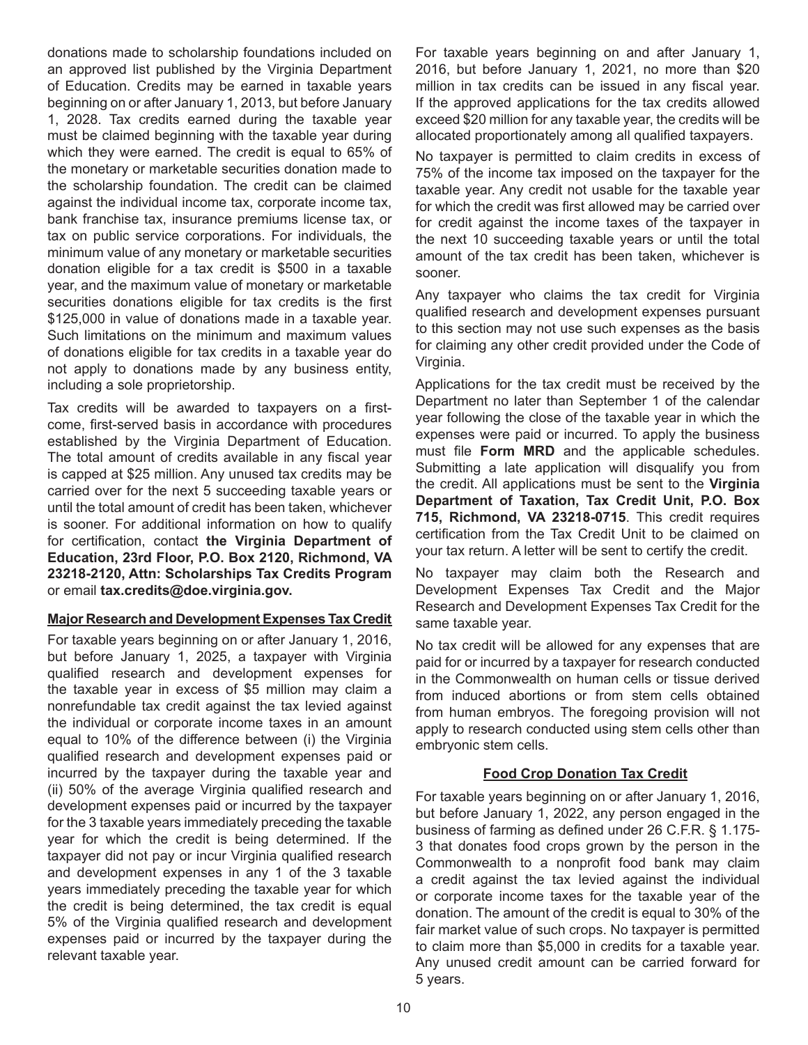donations made to scholarship foundations included on an approved list published by the Virginia Department of Education. Credits may be earned in taxable years beginning on or after January 1, 2013, but before January 1, 2028. Tax credits earned during the taxable year must be claimed beginning with the taxable year during which they were earned. The credit is equal to 65% of the monetary or marketable securities donation made to the scholarship foundation. The credit can be claimed against the individual income tax, corporate income tax, bank franchise tax, insurance premiums license tax, or tax on public service corporations. For individuals, the minimum value of any monetary or marketable securities donation eligible for a tax credit is $500 in a taxable year, and the maximum value of monetary or marketable securities donations eligible for tax credits is the first $125,000 in value of donations made in a taxable year. Such limitations on the minimum and maximum values of donations eligible for tax credits in a taxable year do not apply to donations made by any business entity, including a sole proprietorship.

Tax credits will be awarded to taxpayers on a first-come, first-served basis in accordance with procedures established by the Virginia Department of Education. The total amount of credits available in any fiscal year is capped at $25 million. Any unused tax credits may be carried over for the next 5 succeeding taxable years or until the total amount of credit has been taken, whichever is sooner. For additional information on how to qualify for certification, contact **the Virginia Department of Education, 23rd Floor, P.O. Box 2120, Richmond, VA 23218-2120, Attn: Scholarships Tax Credits Program** or email **tax.credits@doe.virginia.gov.**

**Major Research and Development Expenses Tax Credit**

For taxable years beginning on or after January 1, 2016, but before January 1, 2025, a taxpayer with Virginia qualified research and development expenses for the taxable year in excess of $5 million may claim a nonrefundable tax credit against the tax levied against the individual or corporate income taxes in an amount equal to 10% of the difference between (i) the Virginia qualified research and development expenses paid or incurred by the taxpayer during the taxable year and (ii) 50% of the average Virginia qualified research and development expenses paid or incurred by the taxpayer for the 3 taxable years immediately preceding the taxable year for which the credit is being determined. If the taxpayer did not pay or incur Virginia qualified research and development expenses in any 1 of the 3 taxable years immediately preceding the taxable year for which the credit is being determined, the tax credit is equal 5% of the Virginia qualified research and development expenses paid or incurred by the taxpayer during the relevant taxable year.

For taxable years beginning on and after January 1, 2016, but before January 1, 2021, no more than $20 million in tax credits can be issued in any fiscal year. If the approved applications for the tax credits allowed exceed $20 million for any taxable year, the credits will be allocated proportionately among all qualified taxpayers.

No taxpayer is permitted to claim credits in excess of 75% of the income tax imposed on the taxpayer for the taxable year. Any credit not usable for the taxable year for which the credit was first allowed may be carried over for credit against the income taxes of the taxpayer in the next 10 succeeding taxable years or until the total amount of the tax credit has been taken, whichever is sooner.

Any taxpayer who claims the tax credit for Virginia qualified research and development expenses pursuant to this section may not use such expenses as the basis for claiming any other credit provided under the Code of Virginia.

Applications for the tax credit must be received by the Department no later than September 1 of the calendar year following the close of the taxable year in which the expenses were paid or incurred. To apply the business must file **Form MRD** and the applicable schedules. Submitting a late application will disqualify you from the credit. All applications must be sent to the **Virginia Department of Taxation, Tax Credit Unit, P.O. Box 715, Richmond, VA 23218-0715**. This credit requires certification from the Tax Credit Unit to be claimed on your tax return. A letter will be sent to certify the credit.

No taxpayer may claim both the Research and Development Expenses Tax Credit and the Major Research and Development Expenses Tax Credit for the same taxable year.

No tax credit will be allowed for any expenses that are paid for or incurred by a taxpayer for research conducted in the Commonwealth on human cells or tissue derived from induced abortions or from stem cells obtained from human embryos. The foregoing provision will not apply to research conducted using stem cells other than embryonic stem cells.

**Food Crop Donation Tax Credit**

For taxable years beginning on or after January 1, 2016, but before January 1, 2022, any person engaged in the business of farming as defined under 26 C.F.R. § 1.175-3 that donates food crops grown by the person in the Commonwealth to a nonprofit food bank may claim a credit against the tax levied against the individual or corporate income taxes for the taxable year of the donation. The amount of the credit is equal to 30% of the fair market value of such crops. No taxpayer is permitted to claim more than $5,000 in credits for a taxable year. Any unused credit amount can be carried forward for 5 years.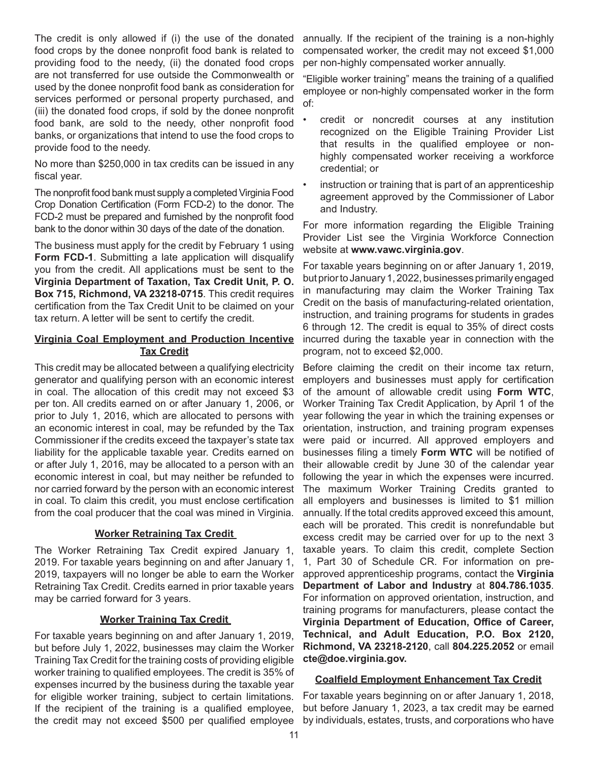The credit is only allowed if (i) the use of the donated food crops by the donee nonprofit food bank is related to providing food to the needy, (ii) the donated food crops are not transferred for use outside the Commonwealth or used by the donee nonprofit food bank as consideration for services performed or personal property purchased, and (iii) the donated food crops, if sold by the donee nonprofit food bank, are sold to the needy, other nonprofit food banks, or organizations that intend to use the food crops to provide food to the needy.

No more than $250,000 in tax credits can be issued in any fiscal year.

The nonprofit food bank must supply a completed Virginia Food Crop Donation Certification (Form FCD-2) to the donor. The FCD-2 must be prepared and furnished by the nonprofit food bank to the donor within 30 days of the date of the donation.

The business must apply for the credit by February 1 using **Form FCD-1**. Submitting a late application will disqualify you from the credit. All applications must be sent to the **Virginia Department of Taxation, Tax Credit Unit, P. O. Box 715, Richmond, VA 23218-0715**. This credit requires certification from the Tax Credit Unit to be claimed on your tax return. A letter will be sent to certify the credit.

## Virginia Coal Employment and Production Incentive Tax Credit

This credit may be allocated between a qualifying electricity generator and qualifying person with an economic interest in coal. The allocation of this credit may not exceed $3 per ton. All credits earned on or after January 1, 2006, or prior to July 1, 2016, which are allocated to persons with an economic interest in coal, may be refunded by the Tax Commissioner if the credits exceed the taxpayer's state tax liability for the applicable taxable year. Credits earned on or after July 1, 2016, may be allocated to a person with an economic interest in coal, but may neither be refunded to nor carried forward by the person with an economic interest in coal. To claim this credit, you must enclose certification from the coal producer that the coal was mined in Virginia.

## Worker Retraining Tax Credit

The Worker Retraining Tax Credit expired January 1, 2019. For taxable years beginning on and after January 1, 2019, taxpayers will no longer be able to earn the Worker Retraining Tax Credit. Credits earned in prior taxable years may be carried forward for 3 years.

## Worker Training Tax Credit

For taxable years beginning on and after January 1, 2019, but before July 1, 2022, businesses may claim the Worker Training Tax Credit for the training costs of providing eligible worker training to qualified employees. The credit is 35% of expenses incurred by the business during the taxable year for eligible worker training, subject to certain limitations. If the recipient of the training is a qualified employee, the credit may not exceed $500 per qualified employee annually. If the recipient of the training is a non-highly compensated worker, the credit may not exceed $1,000 per non-highly compensated worker annually.

"Eligible worker training" means the training of a qualified employee or non-highly compensated worker in the form of:

- credit or noncredit courses at any institution recognized on the Eligible Training Provider List that results in the qualified employee or non-highly compensated worker receiving a workforce credential; or
- instruction or training that is part of an apprenticeship agreement approved by the Commissioner of Labor and Industry.

For more information regarding the Eligible Training Provider List see the Virginia Workforce Connection website at **www.vawc.virginia.gov**.

For taxable years beginning on or after January 1, 2019, but prior to January 1, 2022, businesses primarily engaged in manufacturing may claim the Worker Training Tax Credit on the basis of manufacturing-related orientation, instruction, and training programs for students in grades 6 through 12. The credit is equal to 35% of direct costs incurred during the taxable year in connection with the program, not to exceed $2,000.

Before claiming the credit on their income tax return, employers and businesses must apply for certification of the amount of allowable credit using **Form WTC**, Worker Training Tax Credit Application, by April 1 of the year following the year in which the training expenses or orientation, instruction, and training program expenses were paid or incurred. All approved employers and businesses filing a timely **Form WTC** will be notified of their allowable credit by June 30 of the calendar year following the year in which the expenses were incurred. The maximum Worker Training Credits granted to all employers and businesses is limited to $1 million annually. If the total credits approved exceed this amount, each will be prorated. This credit is nonrefundable but excess credit may be carried over for up to the next 3 taxable years. To claim this credit, complete Section 1, Part 30 of Schedule CR. For information on pre-approved apprenticeship programs, contact the **Virginia Department of Labor and Industry** at **804.786.1035**. For information on approved orientation, instruction, and training programs for manufacturers, please contact the **Virginia Department of Education, Office of Career, Technical, and Adult Education, P.O. Box 2120, Richmond, VA 23218-2120**, call **804.225.2052** or email **cte@doe.virginia.gov.**

## Coalfield Employment Enhancement Tax Credit

For taxable years beginning on or after January 1, 2018, but before January 1, 2023, a tax credit may be earned by individuals, estates, trusts, and corporations who have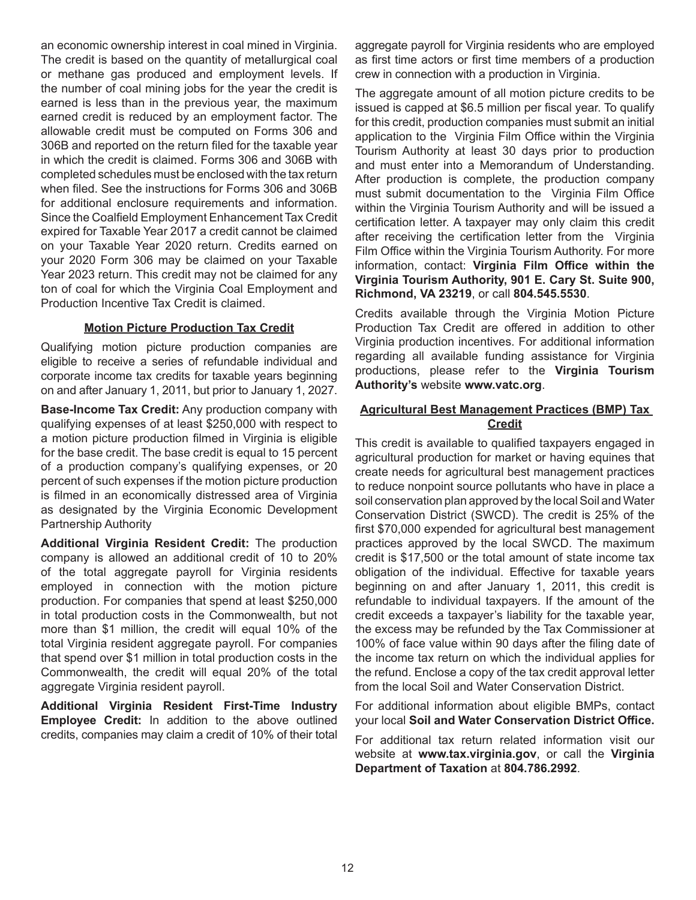an economic ownership interest in coal mined in Virginia. The credit is based on the quantity of metallurgical coal or methane gas produced and employment levels. If the number of coal mining jobs for the year the credit is earned is less than in the previous year, the maximum earned credit is reduced by an employment factor. The allowable credit must be computed on Forms 306 and 306B and reported on the return filed for the taxable year in which the credit is claimed. Forms 306 and 306B with completed schedules must be enclosed with the tax return when filed. See the instructions for Forms 306 and 306B for additional enclosure requirements and information. Since the Coalfield Employment Enhancement Tax Credit expired for Taxable Year 2017 a credit cannot be claimed on your Taxable Year 2020 return. Credits earned on your 2020 Form 306 may be claimed on your Taxable Year 2023 return. This credit may not be claimed for any ton of coal for which the Virginia Coal Employment and Production Incentive Tax Credit is claimed.

### Motion Picture Production Tax Credit

Qualifying motion picture production companies are eligible to receive a series of refundable individual and corporate income tax credits for taxable years beginning on and after January 1, 2011, but prior to January 1, 2027.

**Base-Income Tax Credit:** Any production company with qualifying expenses of at least $250,000 with respect to a motion picture production filmed in Virginia is eligible for the base credit. The base credit is equal to 15 percent of a production company's qualifying expenses, or 20 percent of such expenses if the motion picture production is filmed in an economically distressed area of Virginia as designated by the Virginia Economic Development Partnership Authority

**Additional Virginia Resident Credit:** The production company is allowed an additional credit of 10 to 20% of the total aggregate payroll for Virginia residents employed in connection with the motion picture production. For companies that spend at least $250,000 in total production costs in the Commonwealth, but not more than $1 million, the credit will equal 10% of the total Virginia resident aggregate payroll. For companies that spend over $1 million in total production costs in the Commonwealth, the credit will equal 20% of the total aggregate Virginia resident payroll.

**Additional Virginia Resident First-Time Industry Employee Credit:** In addition to the above outlined credits, companies may claim a credit of 10% of their total aggregate payroll for Virginia residents who are employed as first time actors or first time members of a production crew in connection with a production in Virginia.

The aggregate amount of all motion picture credits to be issued is capped at $6.5 million per fiscal year. To qualify for this credit, production companies must submit an initial application to the Virginia Film Office within the Virginia Tourism Authority at least 30 days prior to production and must enter into a Memorandum of Understanding. After production is complete, the production company must submit documentation to the Virginia Film Office within the Virginia Tourism Authority and will be issued a certification letter. A taxpayer may only claim this credit after receiving the certification letter from the Virginia Film Office within the Virginia Tourism Authority. For more information, contact: **Virginia Film Office within the Virginia Tourism Authority, 901 E. Cary St. Suite 900, Richmond, VA 23219**, or call **804.545.5530**.

Credits available through the Virginia Motion Picture Production Tax Credit are offered in addition to other Virginia production incentives. For additional information regarding all available funding assistance for Virginia productions, please refer to the **Virginia Tourism Authority's** website **www.vatc.org**.

### Agricultural Best Management Practices (BMP) Tax Credit

This credit is available to qualified taxpayers engaged in agricultural production for market or having equines that create needs for agricultural best management practices to reduce nonpoint source pollutants who have in place a soil conservation plan approved by the local Soil and Water Conservation District (SWCD). The credit is 25% of the first $70,000 expended for agricultural best management practices approved by the local SWCD. The maximum credit is $17,500 or the total amount of state income tax obligation of the individual. Effective for taxable years beginning on and after January 1, 2011, this credit is refundable to individual taxpayers. If the amount of the credit exceeds a taxpayer's liability for the taxable year, the excess may be refunded by the Tax Commissioner at 100% of face value within 90 days after the filing date of the income tax return on which the individual applies for the refund. Enclose a copy of the tax credit approval letter from the local Soil and Water Conservation District.

For additional information about eligible BMPs, contact your local **Soil and Water Conservation District Office.**

For additional tax return related information visit our website at **www.tax.virginia.gov**, or call the **Virginia Department of Taxation** at **804.786.2992**.